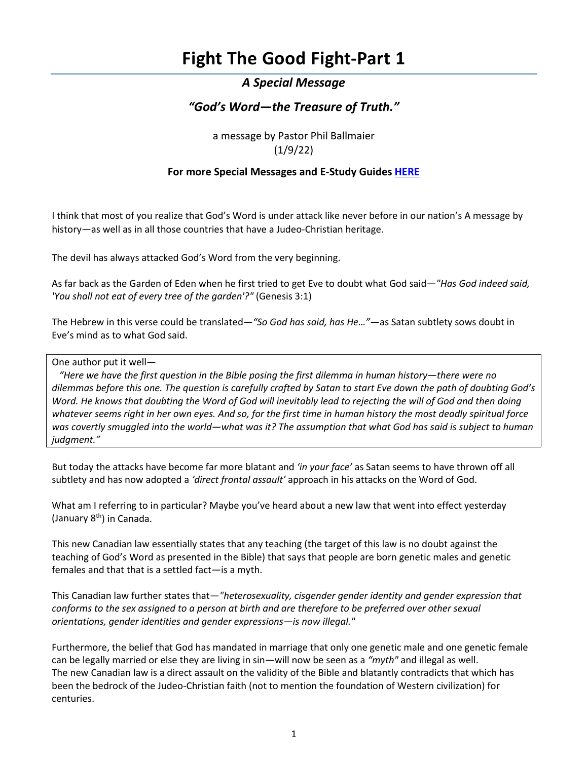# Fight The Good Fight-Part 1

### *A Special Message*

### *"God's Word—the Treasure of Truth."*

a message by Pastor Phil Ballmaier
(1/9/22)

**For more Special Messages and E-Study Guides [HERE]**

I think that most of you realize that God's Word is under attack like never before in our nation's A message by history—as well as in all those countries that have a Judeo-Christian heritage.

The devil has always attacked God's Word from the very beginning.

As far back as the Garden of Eden when he first tried to get Eve to doubt what God said—*"Has God indeed said, 'You shall not eat of every tree of the garden'?"* (Genesis 3:1)

The Hebrew in this verse could be translated—*"So God has said, has He…"*—as Satan subtlety sows doubt in Eve's mind as to what God said.

> One author put it well—
> *"Here we have the first question in the Bible posing the first dilemma in human history—there were no dilemmas before this one. The question is carefully crafted by Satan to start Eve down the path of doubting God's Word. He knows that doubting the Word of God will inevitably lead to rejecting the will of God and then doing whatever seems right in her own eyes. And so, for the first time in human history the most deadly spiritual force was covertly smuggled into the world—what was it? The assumption that what God has said is subject to human judgment."*

But today the attacks have become far more blatant and *'in your face'* as Satan seems to have thrown off all subtlety and has now adopted a *'direct frontal assault'* approach in his attacks on the Word of God.

What am I referring to in particular? Maybe you've heard about a new law that went into effect yesterday (January 8th) in Canada.

This new Canadian law essentially states that any teaching (the target of this law is no doubt against the teaching of God's Word as presented in the Bible) that says that people are born genetic males and genetic females and that that is a settled fact—is a myth.

This Canadian law further states that—*"heterosexuality, cisgender gender identity and gender expression that conforms to the sex assigned to a person at birth and are therefore to be preferred over other sexual orientations, gender identities and gender expressions—is now illegal."*

Furthermore, the belief that God has mandated in marriage that only one genetic male and one genetic female can be legally married or else they are living in sin—will now be seen as a *"myth"* and illegal as well.
The new Canadian law is a direct assault on the validity of the Bible and blatantly contradicts that which has been the bedrock of the Judeo-Christian faith (not to mention the foundation of Western civilization) for centuries.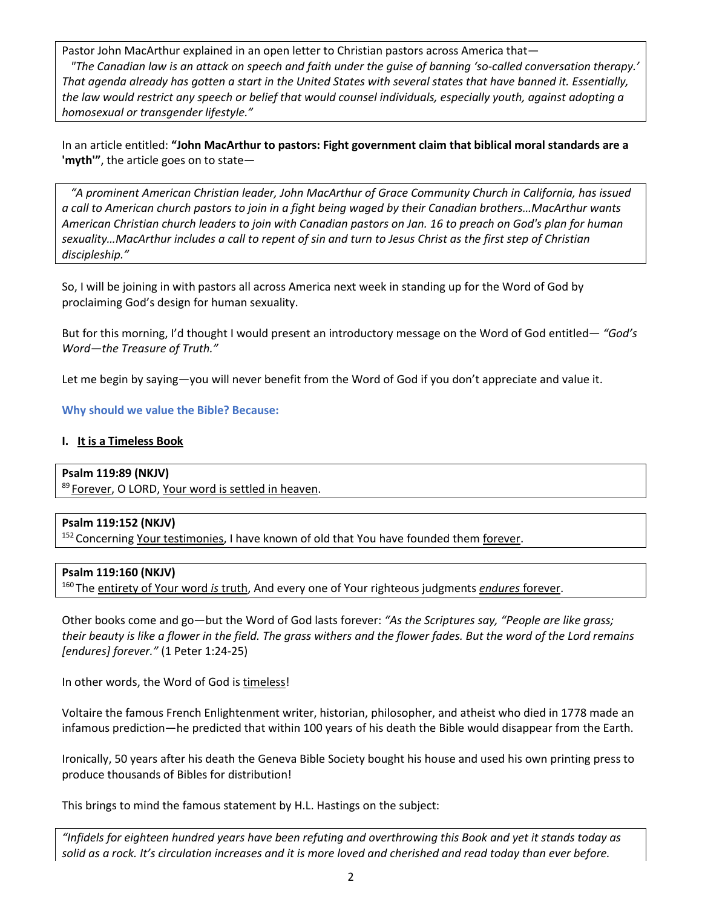> Pastor John MacArthur explained in an open letter to Christian pastors across America that—
> *"The Canadian law is an attack on speech and faith under the guise of banning 'so-called conversation therapy.' That agenda already has gotten a start in the United States with several states that have banned it. Essentially, the law would restrict any speech or belief that would counsel individuals, especially youth, against adopting a homosexual or transgender lifestyle."*

In an article entitled: **"John MacArthur to pastors: Fight government claim that biblical moral standards are a 'myth'"**, the article goes on to state—

> *"A prominent American Christian leader, John MacArthur of Grace Community Church in California, has issued a call to American church pastors to join in a fight being waged by their Canadian brothers…MacArthur wants American Christian church leaders to join with Canadian pastors on Jan. 16 to preach on God's plan for human sexuality…MacArthur includes a call to repent of sin and turn to Jesus Christ as the first step of Christian discipleship."*

So, I will be joining in with pastors all across America next week in standing up for the Word of God by proclaiming God's design for human sexuality.

But for this morning, I'd thought I would present an introductory message on the Word of God entitled— *"God's Word—the Treasure of Truth."*

Let me begin by saying—you will never benefit from the Word of God if you don't appreciate and value it.

**Why should we value the Bible? Because:**

**I. It is a Timeless Book**

> **Psalm 119:89 (NKJV)**
> [89] Forever, O LORD, Your word is settled in heaven.

> **Psalm 119:152 (NKJV)**
> [152] Concerning Your testimonies, I have known of old that You have founded them forever.

> **Psalm 119:160 (NKJV)**
> [160] The entirety of Your word *is* truth, And every one of Your righteous judgments *endures* forever.

Other books come and go—but the Word of God lasts forever: *"As the Scriptures say, "People are like grass; their beauty is like a flower in the field. The grass withers and the flower fades. But the word of the Lord remains [endures] forever."* (1 Peter 1:24-25)

In other words, the Word of God is timeless!

Voltaire the famous French Enlightenment writer, historian, philosopher, and atheist who died in 1778 made an infamous prediction—he predicted that within 100 years of his death the Bible would disappear from the Earth.

Ironically, 50 years after his death the Geneva Bible Society bought his house and used his own printing press to produce thousands of Bibles for distribution!

This brings to mind the famous statement by H.L. Hastings on the subject:

> *"Infidels for eighteen hundred years have been refuting and overthrowing this Book and yet it stands today as solid as a rock. It's circulation increases and it is more loved and cherished and read today than ever before.*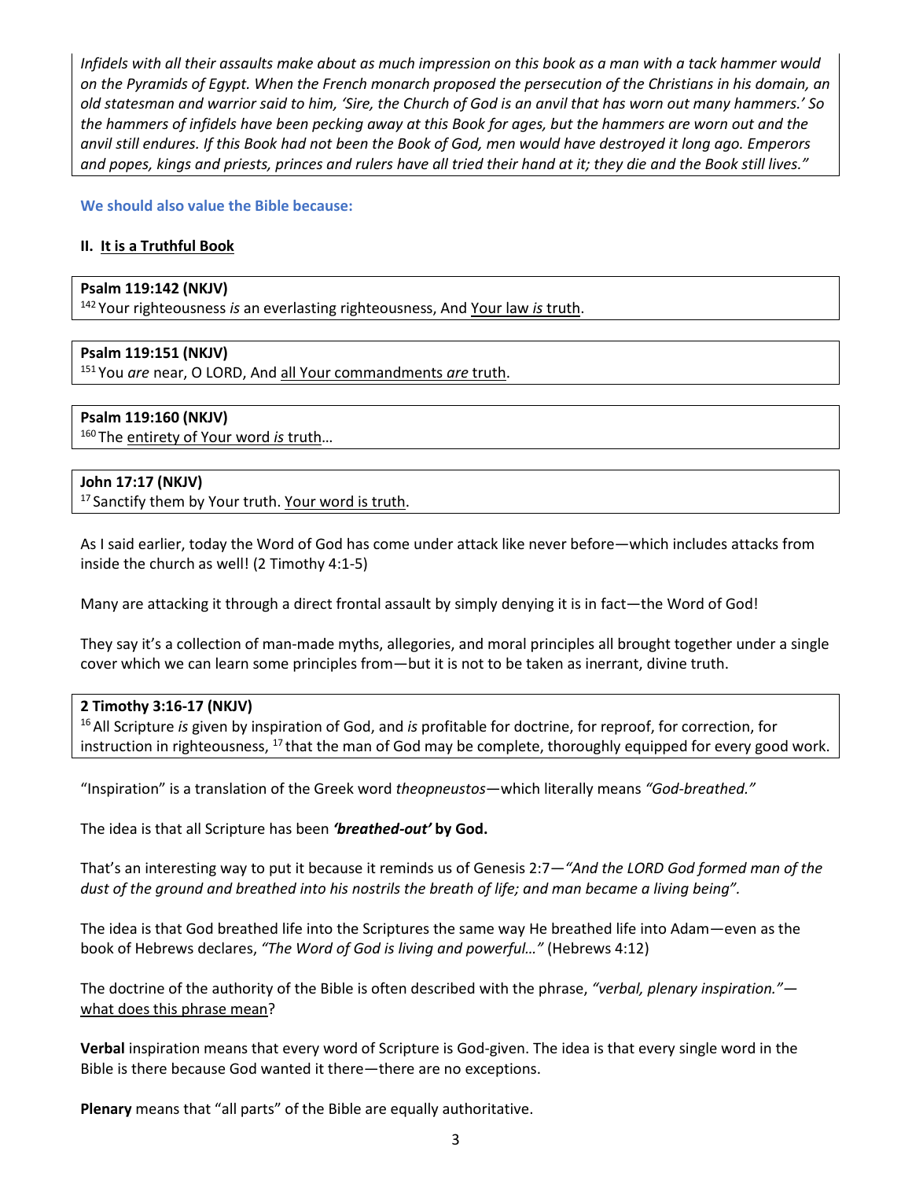*Infidels with all their assaults make about as much impression on this book as a man with a tack hammer would on the Pyramids of Egypt. When the French monarch proposed the persecution of the Christians in his domain, an old statesman and warrior said to him, 'Sire, the Church of God is an anvil that has worn out many hammers.' So the hammers of infidels have been pecking away at this Book for ages, but the hammers are worn out and the anvil still endures. If this Book had not been the Book of God, men would have destroyed it long ago. Emperors and popes, kings and priests, princes and rulers have all tried their hand at it; they die and the Book still lives."*

**We should also value the Bible because:**

**II. It is a Truthful Book**

**Psalm 119:142 (NKJV)**
142 Your righteousness *is* an everlasting righteousness, And Your law *is* truth.

**Psalm 119:151 (NKJV)**
151 You *are* near, O LORD, And all Your commandments *are* truth.

**Psalm 119:160 (NKJV)**
160 The entirety of Your word *is* truth…

**John 17:17 (NKJV)**
17 Sanctify them by Your truth. Your word is truth.

As I said earlier, today the Word of God has come under attack like never before—which includes attacks from inside the church as well! (2 Timothy 4:1-5)

Many are attacking it through a direct frontal assault by simply denying it is in fact—the Word of God!

They say it's a collection of man-made myths, allegories, and moral principles all brought together under a single cover which we can learn some principles from—but it is not to be taken as inerrant, divine truth.

**2 Timothy 3:16-17 (NKJV)**
16 All Scripture *is* given by inspiration of God, and *is* profitable for doctrine, for reproof, for correction, for instruction in righteousness, 17 that the man of God may be complete, thoroughly equipped for every good work.

"Inspiration" is a translation of the Greek word *theopneustos*—which literally means *"God-breathed."*

The idea is that all Scripture has been ***'breathed-out'* by God.**

That's an interesting way to put it because it reminds us of Genesis 2:7—*"And the LORD God formed man of the dust of the ground and breathed into his nostrils the breath of life; and man became a living being".*

The idea is that God breathed life into the Scriptures the same way He breathed life into Adam—even as the book of Hebrews declares, *"The Word of God is living and powerful…"* (Hebrews 4:12)

The doctrine of the authority of the Bible is often described with the phrase, *"verbal, plenary inspiration."*—what does this phrase mean?

**Verbal** inspiration means that every word of Scripture is God-given. The idea is that every single word in the Bible is there because God wanted it there—there are no exceptions.

**Plenary** means that "all parts" of the Bible are equally authoritative.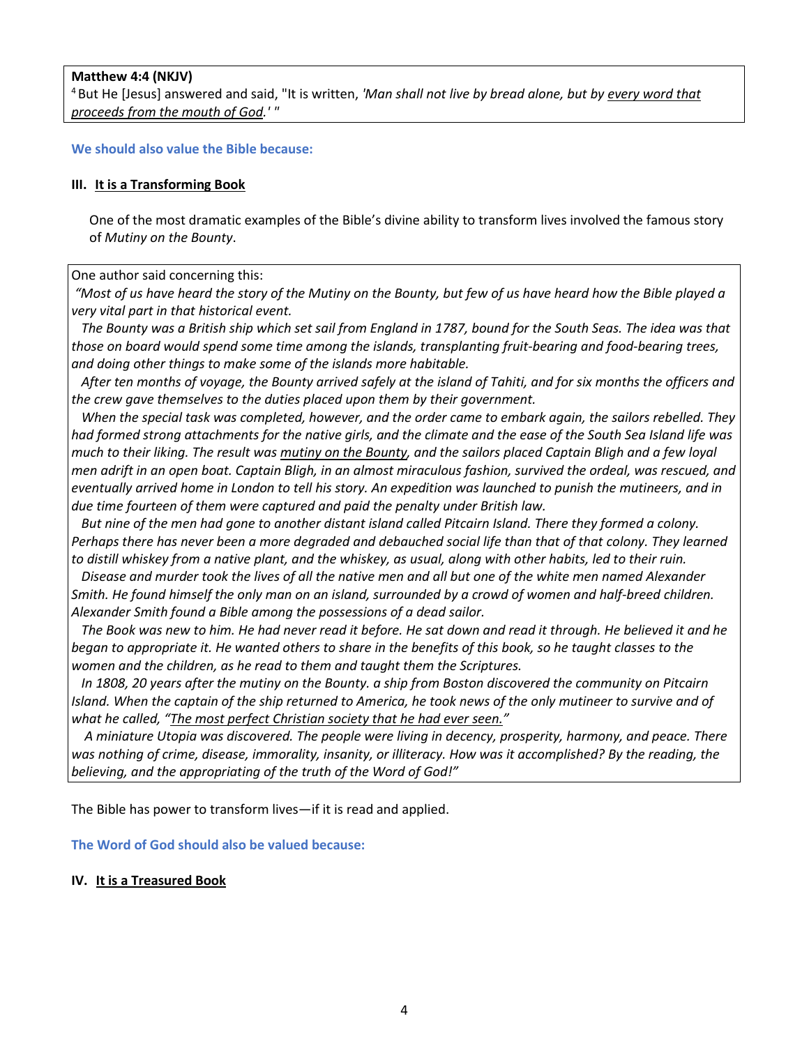**Matthew 4:4 (NKJV)**
[4] But He [Jesus] answered and said, "It is written, *'Man shall not live by bread alone, but by <u>every word that proceeds from the mouth of God</u>.' "*

**We should also value the Bible because:**

**III. <u>It is a Transforming Book</u>**

One of the most dramatic examples of the Bible's divine ability to transform lives involved the famous story of *Mutiny on the Bounty*.

One author said concerning this:
*"Most of us have heard the story of the Mutiny on the Bounty, but few of us have heard how the Bible played a very vital part in that historical event.*

*The Bounty was a British ship which set sail from England in 1787, bound for the South Seas. The idea was that those on board would spend some time among the islands, transplanting fruit-bearing and food-bearing trees, and doing other things to make some of the islands more habitable.*

*After ten months of voyage, the Bounty arrived safely at the island of Tahiti, and for six months the officers and the crew gave themselves to the duties placed upon them by their government.*

*When the special task was completed, however, and the order came to embark again, the sailors rebelled. They had formed strong attachments for the native girls, and the climate and the ease of the South Sea Island life was much to their liking. The result was <u>mutiny on the Bounty</u>, and the sailors placed Captain Bligh and a few loyal men adrift in an open boat. Captain Bligh, in an almost miraculous fashion, survived the ordeal, was rescued, and eventually arrived home in London to tell his story. An expedition was launched to punish the mutineers, and in due time fourteen of them were captured and paid the penalty under British law.*

*But nine of the men had gone to another distant island called Pitcairn Island. There they formed a colony. Perhaps there has never been a more degraded and debauched social life than that of that colony. They learned to distill whiskey from a native plant, and the whiskey, as usual, along with other habits, led to their ruin.*

*Disease and murder took the lives of all the native men and all but one of the white men named Alexander Smith. He found himself the only man on an island, surrounded by a crowd of women and half-breed children. Alexander Smith found a Bible among the possessions of a dead sailor.*

*The Book was new to him. He had never read it before. He sat down and read it through. He believed it and he began to appropriate it. He wanted others to share in the benefits of this book, so he taught classes to the women and the children, as he read to them and taught them the Scriptures.*

*In 1808, 20 years after the mutiny on the Bounty. a ship from Boston discovered the community on Pitcairn Island. When the captain of the ship returned to America, he took news of the only mutineer to survive and of what he called, "<u>The most perfect Christian society that he had ever seen.</u>"*

*A miniature Utopia was discovered. The people were living in decency, prosperity, harmony, and peace. There was nothing of crime, disease, immorality, insanity, or illiteracy. How was it accomplished? By the reading, the believing, and the appropriating of the truth of the Word of God!"*

The Bible has power to transform lives—if it is read and applied.

**The Word of God should also be valued because:**

**IV. <u>It is a Treasured Book</u>**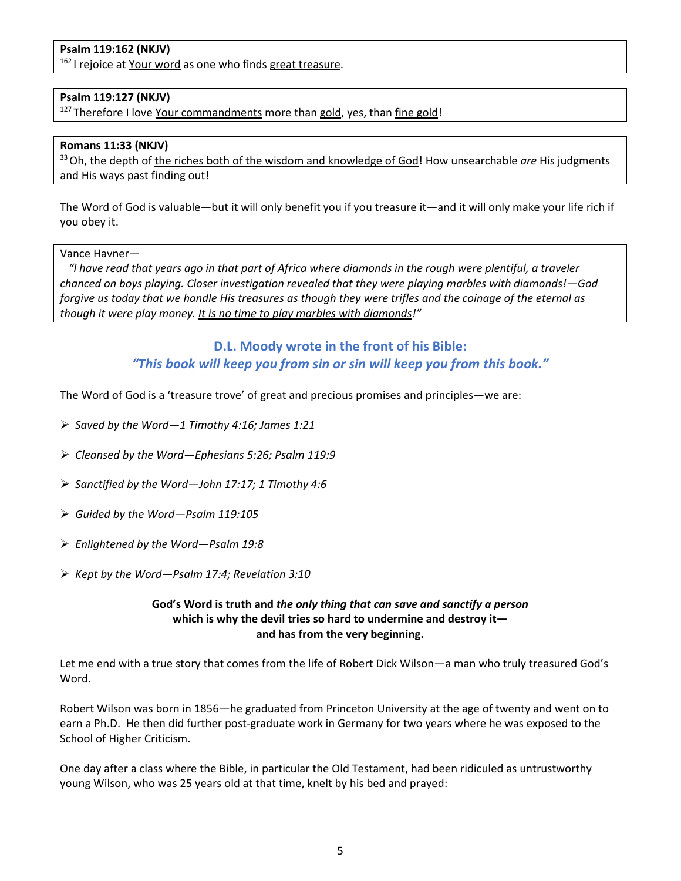**Psalm 119:162 (NKJV)**
[162] I rejoice at Your word as one who finds great treasure.

**Psalm 119:127 (NKJV)**
[127] Therefore I love Your commandments more than gold, yes, than fine gold!

**Romans 11:33 (NKJV)**
[33] Oh, the depth of the riches both of the wisdom and knowledge of God! How unsearchable *are* His judgments and His ways past finding out!

The Word of God is valuable—but it will only benefit you if you treasure it—and it will only make your life rich if you obey it.

Vance Havner—
*"I have read that years ago in that part of Africa where diamonds in the rough were plentiful, a traveler chanced on boys playing. Closer investigation revealed that they were playing marbles with diamonds!—God forgive us today that we handle His treasures as though they were trifles and the coinage of the eternal as though it were play money. It is no time to play marbles with diamonds!"*

**D.L. Moody wrote in the front of his Bible:**
***"This book will keep you from sin or sin will keep you from this book."***

The Word of God is a 'treasure trove' of great and precious promises and principles—we are:

- *Saved by the Word—1 Timothy 4:16; James 1:21*
- *Cleansed by the Word—Ephesians 5:26; Psalm 119:9*
- *Sanctified by the Word—John 17:17; 1 Timothy 4:6*
- *Guided by the Word—Psalm 119:105*
- *Enlightened by the Word—Psalm 19:8*
- *Kept by the Word—Psalm 17:4; Revelation 3:10*

**God's Word is truth and *the only thing that can save and sanctify a person* which is why the devil tries so hard to undermine and destroy it—and has from the very beginning.**

Let me end with a true story that comes from the life of Robert Dick Wilson—a man who truly treasured God's Word.

Robert Wilson was born in 1856—he graduated from Princeton University at the age of twenty and went on to earn a Ph.D. He then did further post-graduate work in Germany for two years where he was exposed to the School of Higher Criticism.

One day after a class where the Bible, in particular the Old Testament, had been ridiculed as untrustworthy young Wilson, who was 25 years old at that time, knelt by his bed and prayed: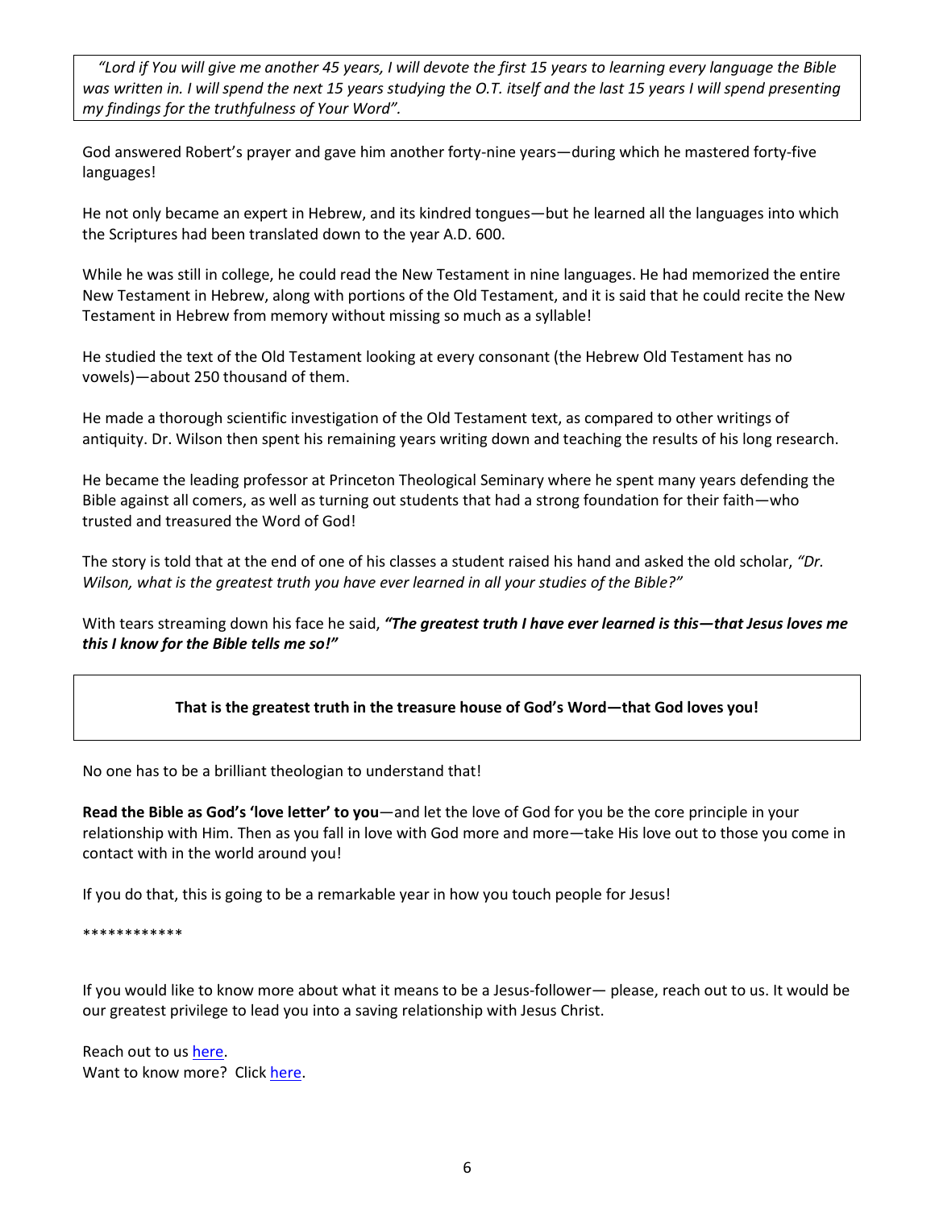*"Lord if You will give me another 45 years, I will devote the first 15 years to learning every language the Bible was written in. I will spend the next 15 years studying the O.T. itself and the last 15 years I will spend presenting my findings for the truthfulness of Your Word".*

God answered Robert's prayer and gave him another forty-nine years—during which he mastered forty-five languages!

He not only became an expert in Hebrew, and its kindred tongues—but he learned all the languages into which the Scriptures had been translated down to the year A.D. 600.

While he was still in college, he could read the New Testament in nine languages. He had memorized the entire New Testament in Hebrew, along with portions of the Old Testament, and it is said that he could recite the New Testament in Hebrew from memory without missing so much as a syllable!

He studied the text of the Old Testament looking at every consonant (the Hebrew Old Testament has no vowels)—about 250 thousand of them.

He made a thorough scientific investigation of the Old Testament text, as compared to other writings of antiquity. Dr. Wilson then spent his remaining years writing down and teaching the results of his long research.

He became the leading professor at Princeton Theological Seminary where he spent many years defending the Bible against all comers, as well as turning out students that had a strong foundation for their faith—who trusted and treasured the Word of God!

The story is told that at the end of one of his classes a student raised his hand and asked the old scholar, *"Dr. Wilson, what is the greatest truth you have ever learned in all your studies of the Bible?"*

With tears streaming down his face he said, ***"The greatest truth I have ever learned is this—that Jesus loves me this I know for the Bible tells me so!"***

**That is the greatest truth in the treasure house of God's Word—that God loves you!**

No one has to be a brilliant theologian to understand that!

**Read the Bible as God's 'love letter' to you**—and let the love of God for you be the core principle in your relationship with Him. Then as you fall in love with God more and more—take His love out to those you come in contact with in the world around you!

If you do that, this is going to be a remarkable year in how you touch people for Jesus!

************

If you would like to know more about what it means to be a Jesus-follower— please, reach out to us. It would be our greatest privilege to lead you into a saving relationship with Jesus Christ.

Reach out to us here.
Want to know more? Click here.